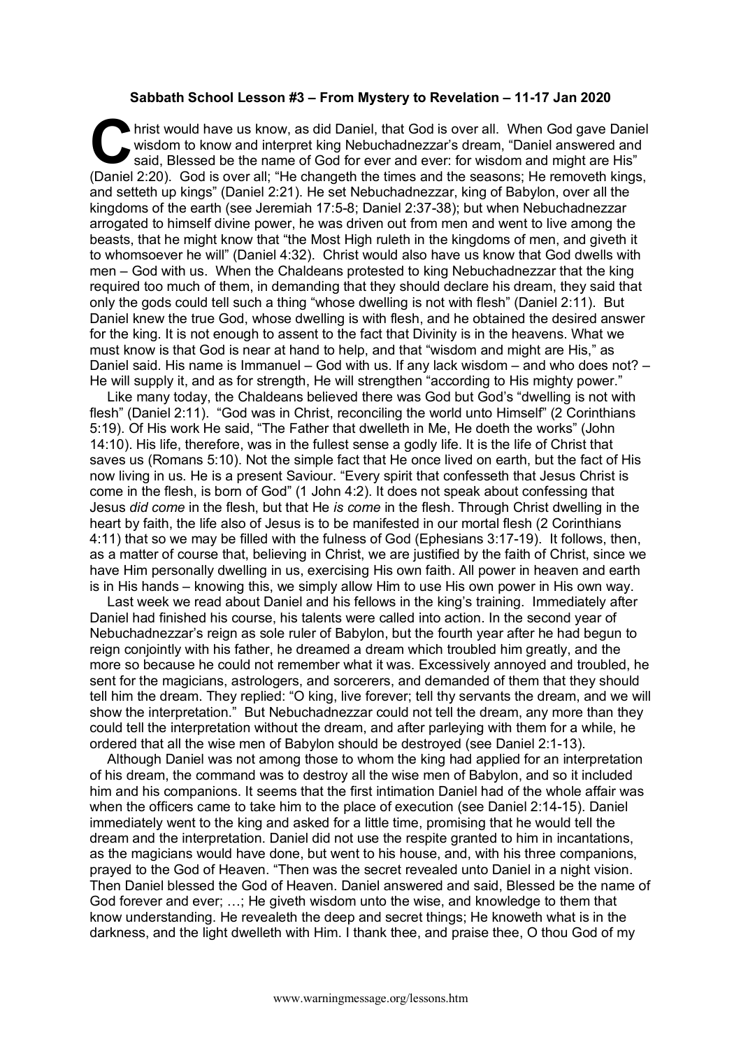**Sabbath School Lesson #3 – From Mystery to Revelation – 11-17 Jan 2020**

Christ would have us know, as did Daniel, that God is over all. When God gave Daniel wisdom to know and interpret king Nebuchadnezzar's dream, "Daniel answered and said, Blessed be the name of God for ever and ever: for wisdom and might are His" (Daniel 2:20). God is over all; "He changeth the times and the seasons; He removeth kings, and setteth up kings" (Daniel 2:21). He set Nebuchadnezzar, king of Babylon, over all the kingdoms of the earth (see Jeremiah 17:5-8; Daniel 2:37-38); but when Nebuchadnezzar arrogated to himself divine power, he was driven out from men and went to live among the beasts, that he might know that "the Most High ruleth in the kingdoms of men, and giveth it to whomsoever he will" (Daniel 4:32). Christ would also have us know that God dwells with men – God with us. When the Chaldeans protested to king Nebuchadnezzar that the king required too much of them, in demanding that they should declare his dream, they said that only the gods could tell such a thing "whose dwelling is not with flesh" (Daniel 2:11). But Daniel knew the true God, whose dwelling is with flesh, and he obtained the desired answer for the king. It is not enough to assent to the fact that Divinity is in the heavens. What we must know is that God is near at hand to help, and that "wisdom and might are His," as Daniel said. His name is Immanuel – God with us. If any lack wisdom – and who does not? – He will supply it, and as for strength, He will strengthen "according to His mighty power."

Like many today, the Chaldeans believed there was God but God's "dwelling is not with flesh" (Daniel 2:11). "God was in Christ, reconciling the world unto Himself" (2 Corinthians 5:19). Of His work He said, "The Father that dwelleth in Me, He doeth the works" (John 14:10). His life, therefore, was in the fullest sense a godly life. It is the life of Christ that saves us (Romans 5:10). Not the simple fact that He once lived on earth, but the fact of His now living in us. He is a present Saviour. "Every spirit that confesseth that Jesus Christ is come in the flesh, is born of God" (1 John 4:2). It does not speak about confessing that Jesus *did come* in the flesh, but that He *is come* in the flesh. Through Christ dwelling in the heart by faith, the life also of Jesus is to be manifested in our mortal flesh (2 Corinthians 4:11) that so we may be filled with the fulness of God (Ephesians 3:17-19). It follows, then, as a matter of course that, believing in Christ, we are justified by the faith of Christ, since we have Him personally dwelling in us, exercising His own faith. All power in heaven and earth is in His hands – knowing this, we simply allow Him to use His own power in His own way.

Last week we read about Daniel and his fellows in the king's training. Immediately after Daniel had finished his course, his talents were called into action. In the second year of Nebuchadnezzar's reign as sole ruler of Babylon, but the fourth year after he had begun to reign conjointly with his father, he dreamed a dream which troubled him greatly, and the more so because he could not remember what it was. Excessively annoyed and troubled, he sent for the magicians, astrologers, and sorcerers, and demanded of them that they should tell him the dream. They replied: "O king, live forever; tell thy servants the dream, and we will show the interpretation." But Nebuchadnezzar could not tell the dream, any more than they could tell the interpretation without the dream, and after parleying with them for a while, he ordered that all the wise men of Babylon should be destroyed (see Daniel 2:1-13).

Although Daniel was not among those to whom the king had applied for an interpretation of his dream, the command was to destroy all the wise men of Babylon, and so it included him and his companions. It seems that the first intimation Daniel had of the whole affair was when the officers came to take him to the place of execution (see Daniel 2:14-15). Daniel immediately went to the king and asked for a little time, promising that he would tell the dream and the interpretation. Daniel did not use the respite granted to him in incantations, as the magicians would have done, but went to his house, and, with his three companions, prayed to the God of Heaven. "Then was the secret revealed unto Daniel in a night vision. Then Daniel blessed the God of Heaven. Daniel answered and said, Blessed be the name of God forever and ever; …; He giveth wisdom unto the wise, and knowledge to them that know understanding. He revealeth the deep and secret things; He knoweth what is in the darkness, and the light dwelleth with Him. I thank thee, and praise thee, O thou God of my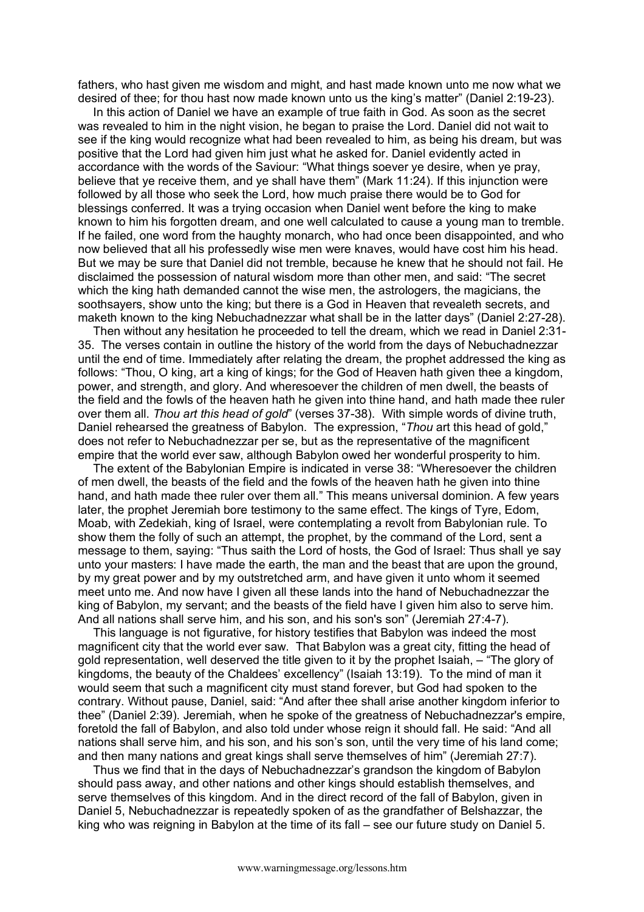fathers, who hast given me wisdom and might, and hast made known unto me now what we desired of thee; for thou hast now made known unto us the king's matter" (Daniel 2:19-23).

In this action of Daniel we have an example of true faith in God. As soon as the secret was revealed to him in the night vision, he began to praise the Lord. Daniel did not wait to see if the king would recognize what had been revealed to him, as being his dream, but was positive that the Lord had given him just what he asked for. Daniel evidently acted in accordance with the words of the Saviour: "What things soever ye desire, when ye pray, believe that ye receive them, and ye shall have them" (Mark 11:24). If this injunction were followed by all those who seek the Lord, how much praise there would be to God for blessings conferred. It was a trying occasion when Daniel went before the king to make known to him his forgotten dream, and one well calculated to cause a young man to tremble. If he failed, one word from the haughty monarch, who had once been disappointed, and who now believed that all his professedly wise men were knaves, would have cost him his head. But we may be sure that Daniel did not tremble, because he knew that he should not fail. He disclaimed the possession of natural wisdom more than other men, and said: "The secret which the king hath demanded cannot the wise men, the astrologers, the magicians, the soothsayers, show unto the king; but there is a God in Heaven that revealeth secrets, and maketh known to the king Nebuchadnezzar what shall be in the latter days" (Daniel 2:27-28).

Then without any hesitation he proceeded to tell the dream, which we read in Daniel 2:31-35. The verses contain in outline the history of the world from the days of Nebuchadnezzar until the end of time. Immediately after relating the dream, the prophet addressed the king as follows: "Thou, O king, art a king of kings; for the God of Heaven hath given thee a kingdom, power, and strength, and glory. And wheresoever the children of men dwell, the beasts of the field and the fowls of the heaven hath he given into thine hand, and hath made thee ruler over them all. *Thou art this head of gold*" (verses 37-38). With simple words of divine truth, Daniel rehearsed the greatness of Babylon. The expression, "*Thou* art this head of gold," does not refer to Nebuchadnezzar per se, but as the representative of the magnificent empire that the world ever saw, although Babylon owed her wonderful prosperity to him.

The extent of the Babylonian Empire is indicated in verse 38: "Wheresoever the children of men dwell, the beasts of the field and the fowls of the heaven hath he given into thine hand, and hath made thee ruler over them all." This means universal dominion. A few years later, the prophet Jeremiah bore testimony to the same effect. The kings of Tyre, Edom, Moab, with Zedekiah, king of Israel, were contemplating a revolt from Babylonian rule. To show them the folly of such an attempt, the prophet, by the command of the Lord, sent a message to them, saying: "Thus saith the Lord of hosts, the God of Israel: Thus shall ye say unto your masters: I have made the earth, the man and the beast that are upon the ground, by my great power and by my outstretched arm, and have given it unto whom it seemed meet unto me. And now have I given all these lands into the hand of Nebuchadnezzar the king of Babylon, my servant; and the beasts of the field have I given him also to serve him. And all nations shall serve him, and his son, and his son's son" (Jeremiah 27:4-7).

This language is not figurative, for history testifies that Babylon was indeed the most magnificent city that the world ever saw. That Babylon was a great city, fitting the head of gold representation, well deserved the title given to it by the prophet Isaiah, – "The glory of kingdoms, the beauty of the Chaldees' excellency" (Isaiah 13:19). To the mind of man it would seem that such a magnificent city must stand forever, but God had spoken to the contrary. Without pause, Daniel, said: "And after thee shall arise another kingdom inferior to thee" (Daniel 2:39). Jeremiah, when he spoke of the greatness of Nebuchadnezzar's empire, foretold the fall of Babylon, and also told under whose reign it should fall. He said: "And all nations shall serve him, and his son, and his son's son, until the very time of his land come; and then many nations and great kings shall serve themselves of him" (Jeremiah 27:7).

Thus we find that in the days of Nebuchadnezzar's grandson the kingdom of Babylon should pass away, and other nations and other kings should establish themselves, and serve themselves of this kingdom. And in the direct record of the fall of Babylon, given in Daniel 5, Nebuchadnezzar is repeatedly spoken of as the grandfather of Belshazzar, the king who was reigning in Babylon at the time of its fall – see our future study on Daniel 5.

www.warningmessage.org/lessons.htm